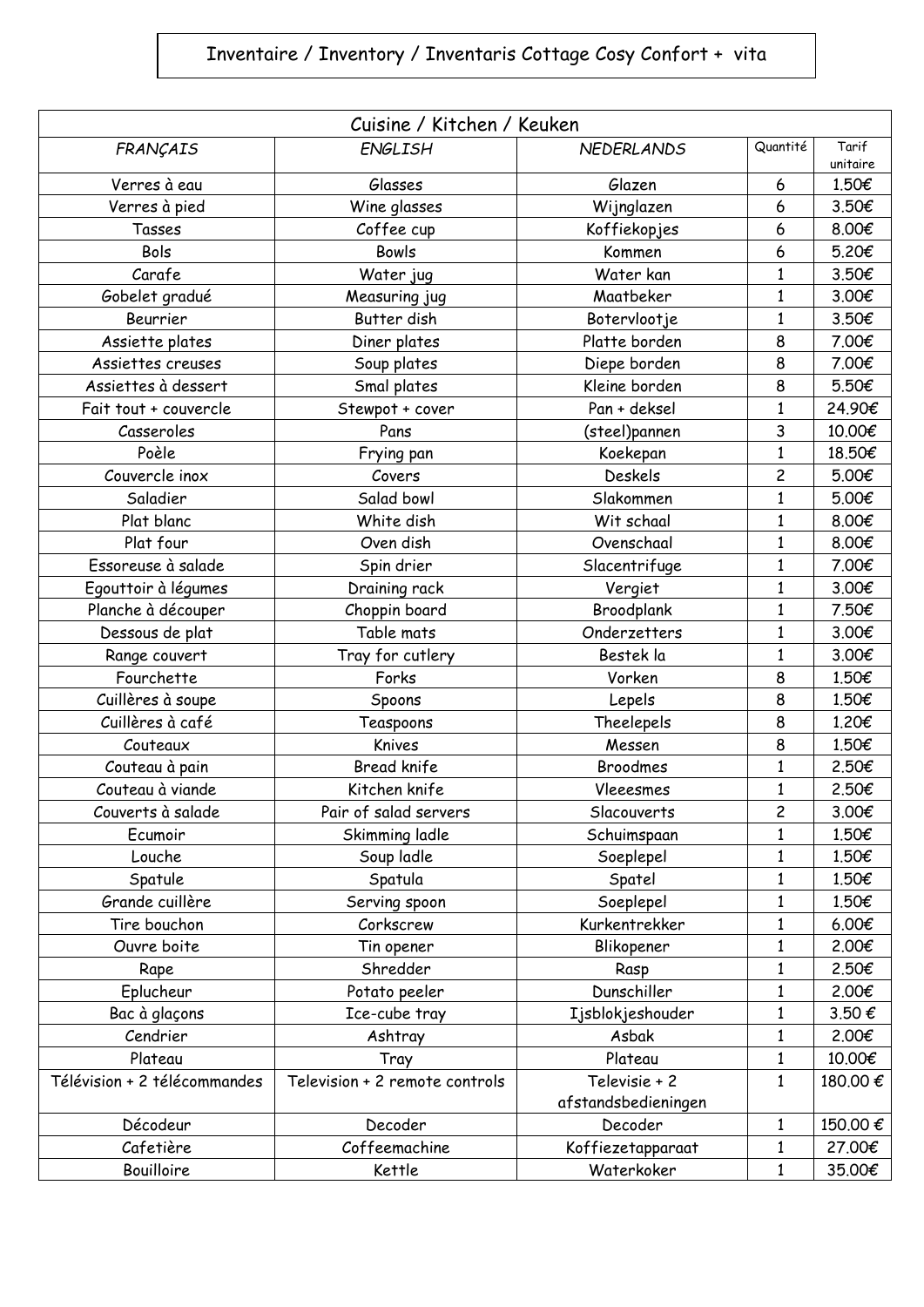# Inventaire / Inventory / Inventaris Cottage Cosy Confort + vita

| Cuisine / Kitchen / Keuken | | | | |
|---|---|---|---|---|
| *FRANÇAIS* | *ENGLISH* | *NEDERLANDS* | Quantité | Tarif unitaire |
| Verres à eau | Glasses | Glazen | 6 | 1.50€ |
| Verres à pied | Wine glasses | Wijnglazen | 6 | 3.50€ |
| Tasses | Coffee cup | Koffiekopjes | 6 | 8.00€ |
| Bols | Bowls | Kommen | 6 | 5.20€ |
| Carafe | Water jug | Water kan | 1 | 3.50€ |
| Gobelet gradué | Measuring jug | Maatbeker | 1 | 3.00€ |
| Beurrier | Butter dish | Botervlootje | 1 | 3.50€ |
| Assiette plates | Diner plates | Platte borden | 8 | 7.00€ |
| Assiettes creuses | Soup plates | Diepe borden | 8 | 7.00€ |
| Assiettes à dessert | Smal plates | Kleine borden | 8 | 5.50€ |
| Fait tout + couvercle | Stewpot + cover | Pan + deksel | 1 | 24.90€ |
| Casseroles | Pans | (steel)pannen | 3 | 10.00€ |
| Poèle | Frying pan | Koekepan | 1 | 18.50€ |
| Couvercle inox | Covers | Deskels | 2 | 5.00€ |
| Saladier | Salad bowl | Slakommen | 1 | 5.00€ |
| Plat blanc | White dish | Wit schaal | 1 | 8.00€ |
| Plat four | Oven dish | Ovenschaal | 1 | 8.00€ |
| Essoreuse à salade | Spin drier | Slacentrifuge | 1 | 7.00€ |
| Egouttoir à légumes | Draining rack | Vergiet | 1 | 3.00€ |
| Planche à découper | Choppin board | Broodplank | 1 | 7.50€ |
| Dessous de plat | Table mats | Onderzetters | 1 | 3.00€ |
| Range couvert | Tray for cutlery | Bestek la | 1 | 3.00€ |
| Fourchette | Forks | Vorken | 8 | 1.50€ |
| Cuillères à soupe | Spoons | Lepels | 8 | 1.50€ |
| Cuillères à café | Teaspoons | Theelepels | 8 | 1.20€ |
| Couteaux | Knives | Messen | 8 | 1.50€ |
| Couteau à pain | Bread knife | Broodmes | 1 | 2.50€ |
| Couteau à viande | Kitchen knife | Vleeesmes | 1 | 2.50€ |
| Couverts à salade | Pair of salad servers | Slacouverts | 2 | 3.00€ |
| Ecumoir | Skimming ladle | Schuimspaan | 1 | 1.50€ |
| Louche | Soup ladle | Soeplepel | 1 | 1.50€ |
| Spatule | Spatula | Spatel | 1 | 1.50€ |
| Grande cuillère | Serving spoon | Soeplepel | 1 | 1.50€ |
| Tire bouchon | Corkscrew | Kurkentrekker | 1 | 6.00€ |
| Ouvre boite | Tin opener | Blikopener | 1 | 2.00€ |
| Rape | Shredder | Rasp | 1 | 2.50€ |
| Eplucheur | Potato peeler | Dunschiller | 1 | 2.00€ |
| Bac à glaçons | Ice-cube tray | Ijsblokjeshouder | 1 | 3.50 € |
| Cendrier | Ashtray | Asbak | 1 | 2.00€ |
| Plateau | Tray | Plateau | 1 | 10.00€ |
| Télévision + 2 télécommandes | Television + 2 remote controls | Televisie + 2 afstandsbedieningen | 1 | 180.00 € |
| Décodeur | Decoder | Decoder | 1 | 150.00 € |
| Cafetière | Coffeemachine | Koffiezetapparaat | 1 | 27.00€ |
| Bouilloire | Kettle | Waterkoker | 1 | 35.00€ |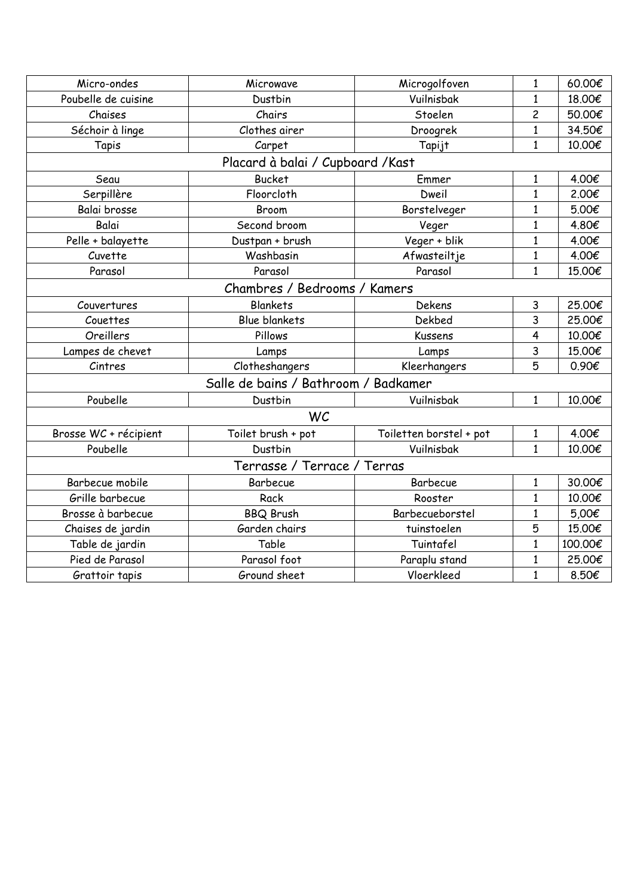| | | | | |
|---|---|---|---|---|
| Micro-ondes | Microwave | Microgolfoven | 1 | 60.00€ |
| Poubelle de cuisine | Dustbin | Vuilnisbak | 1 | 18.00€ |
| Chaises | Chairs | Stoelen | 2 | 50.00€ |
| Séchoir à linge | Clothes airer | Droogrek | 1 | 34.50€ |
| Tapis | Carpet | Tapijt | 1 | 10.00€ |
| Placard à balai / Cupboard /Kast | | | | |
| Seau | Bucket | Emmer | 1 | 4.00€ |
| Serpillère | Floorcloth | Dweil | 1 | 2.00€ |
| Balai brosse | Broom | Borstelveger | 1 | 5.00€ |
| Balai | Second broom | Veger | 1 | 4.80€ |
| Pelle + balayette | Dustpan + brush | Veger + blik | 1 | 4.00€ |
| Cuvette | Washbasin | Afwasteiltje | 1 | 4.00€ |
| Parasol | Parasol | Parasol | 1 | 15.00€ |
| Chambres / Bedrooms / Kamers | | | | |
| Couvertures | Blankets | Dekens | 3 | 25.00€ |
| Couettes | Blue blankets | Dekbed | 3 | 25.00€ |
| Oreillers | Pillows | Kussens | 4 | 10.00€ |
| Lampes de chevet | Lamps | Lamps | 3 | 15.00€ |
| Cintres | Clotheshangers | Kleerhangers | 5 | 0.90€ |
| Salle de bains / Bathroom / Badkamer | | | | |
| Poubelle | Dustbin | Vuilnisbak | 1 | 10.00€ |
| WC | | | | |
| Brosse WC + récipient | Toilet brush + pot | Toiletten borstel + pot | 1 | 4.00€ |
| Poubelle | Dustbin | Vuilnisbak | 1 | 10.00€ |
| Terrasse / Terrace / Terras | | | | |
| Barbecue mobile | Barbecue | Barbecue | 1 | 30.00€ |
| Grille barbecue | Rack | Rooster | 1 | 10.00€ |
| Brosse à barbecue | BBQ Brush | Barbecueborstel | 1 | 5,00€ |
| Chaises de jardin | Garden chairs | tuinstoelen | 5 | 15.00€ |
| Table de jardin | Table | Tuintafel | 1 | 100.00€ |
| Pied de Parasol | Parasol foot | Paraplu stand | 1 | 25.00€ |
| Grattoir tapis | Ground sheet | Vloerkleed | 1 | 8.50€ |